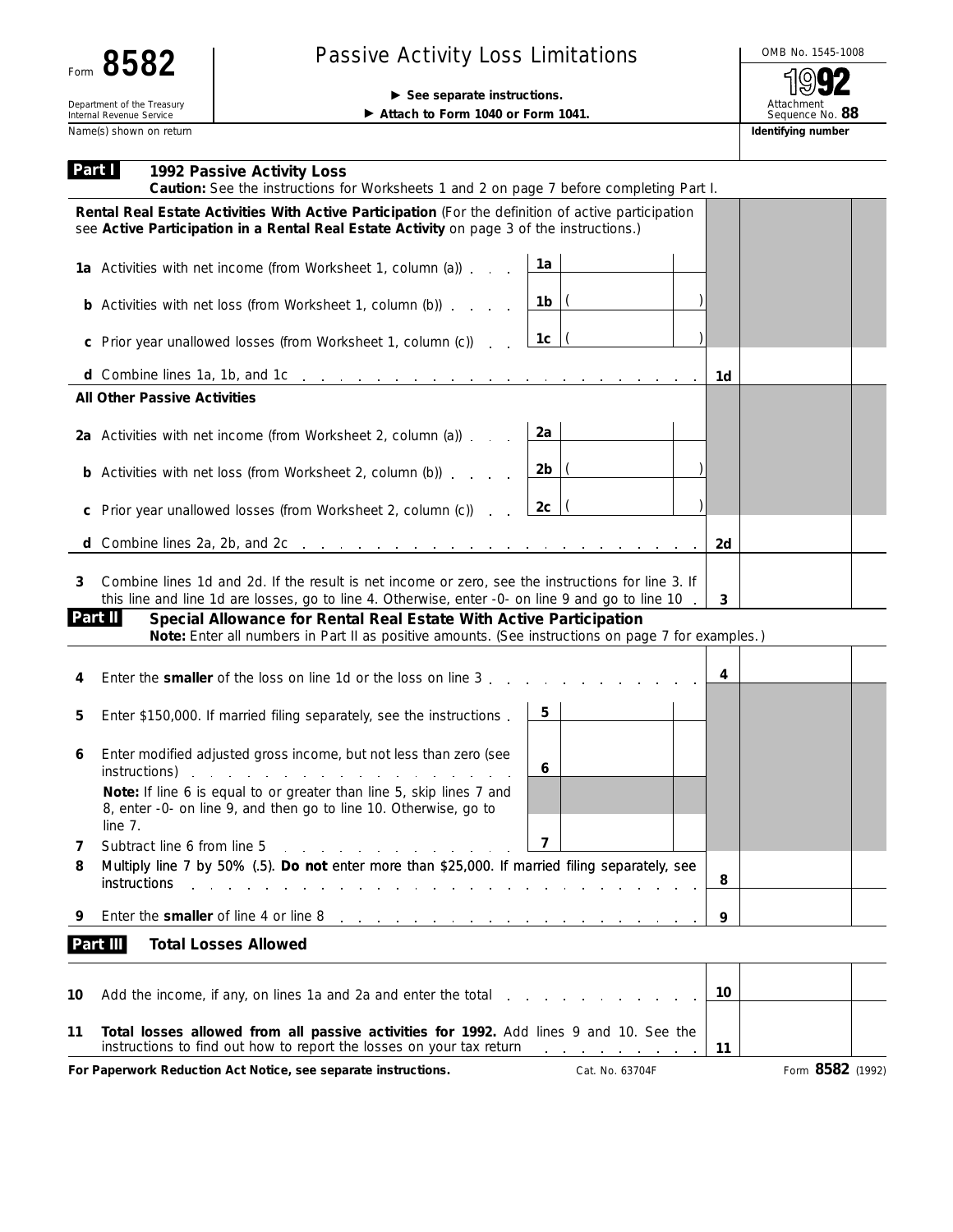Form **8582**

Department of the Treasury
Internal Revenue Service

# Passive Activity Loss Limitations

► **See separate instructions.**
► **Attach to Form 1040 or Form 1041.**

OMB No. 1545-1008

**1992**

Attachment Sequence No. **88**

Name(s) shown on return | **Identifying number**

## Part I — 1992 Passive Activity Loss

**Caution:** See the instructions for Worksheets 1 and 2 on page 7 before completing Part I.

**Rental Real Estate Activities With Active Participation** (For the definition of active participation see **Active Participation in a Rental Real Estate Activity** on page 3 of the instructions.)

| | | | |
|---|---|---|---|
| **1a** Activities with net income (from Worksheet 1, column (a)) | 1a | | |
| **b** Activities with net loss (from Worksheet 1, column (b)) | 1b | ( ) | |
| **c** Prior year unallowed losses (from Worksheet 1, column (c)) | 1c | ( ) | |
| **d** Combine lines 1a, 1b, and 1c | | | 1d |

**All Other Passive Activities**

| | | | |
|---|---|---|---|
| **2a** Activities with net income (from Worksheet 2, column (a)) | 2a | | |
| **b** Activities with net loss (from Worksheet 2, column (b)) | 2b | ( ) | |
| **c** Prior year unallowed losses (from Worksheet 2, column (c)) | 2c | ( ) | |
| **d** Combine lines 2a, 2b, and 2c | | | 2d |

| | |
|---|---|
| **3** Combine lines 1d and 2d. If the result is net income or zero, see the instructions for line 3. If this line and line 1d are losses, go to line 4. Otherwise, enter -0- on line 9 and go to line 10 | 3 |

## Part II — Special Allowance for Rental Real Estate With Active Participation

**Note:** Enter all numbers in Part II as positive amounts. (See instructions on page 7 for examples.)

| | | | |
|---|---|---|---|
| **4** Enter the **smaller** of the loss on line 1d or the loss on line 3 | | | 4 |
| **5** Enter $150,000. If married filing separately, see the instructions | 5 | | |
| **6** Enter modified adjusted gross income, but not less than zero (see instructions) | 6 | | |
| **Note:** If line 6 is equal to or greater than line 5, skip lines 7 and 8, enter -0- on line 9, and then go to line 10. Otherwise, go to line 7. | | | |
| **7** Subtract line 6 from line 5 | 7 | | |
| **8** Multiply line 7 by 50% (.5). **Do not** enter more than $25,000. If married filing separately, see instructions | | | 8 |
| **9** Enter the **smaller** of line 4 or line 8 | | | 9 |

## Part III — Total Losses Allowed

| | |
|---|---|
| **10** Add the income, if any, on lines 1a and 2a and enter the total | 10 |
| **11** **Total losses allowed from all passive activities for 1992.** Add lines 9 and 10. See the instructions to find out how to report the losses on your tax return | 11 |

**For Paperwork Reduction Act Notice, see separate instructions.** Cat. No. 63704F Form **8582** (1992)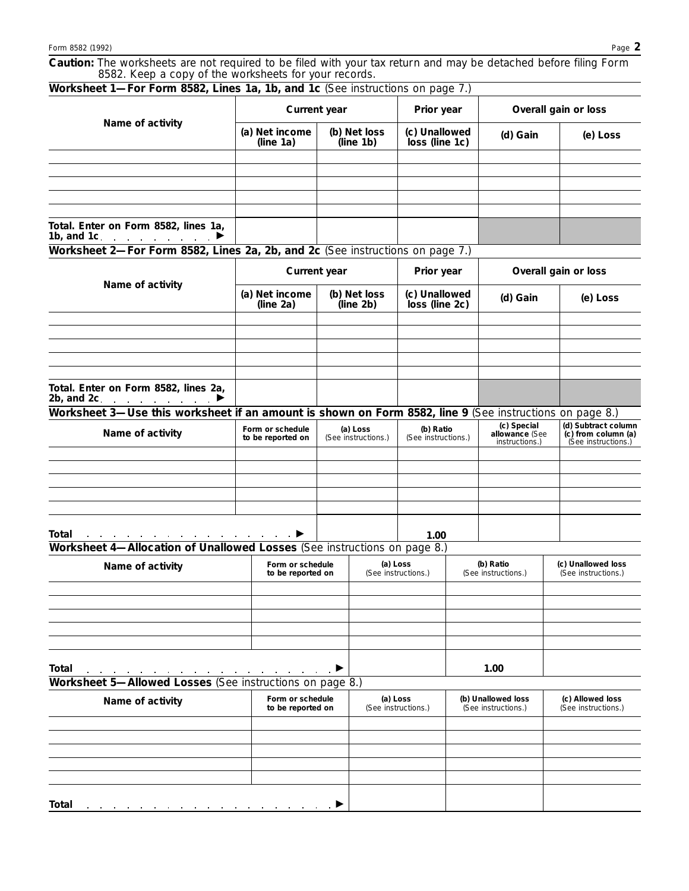**Caution:** The worksheets are not required to be filed with your tax return and may be detached before filing Form 8582. Keep a copy of the worksheets for your records.

### Worksheet 1—For Form 8582, Lines 1a, 1b, and 1c (See instructions on page 7.)

| Name of activity | Current year | | Prior year | Overall gain or loss | |
|---|---|---|---|---|---|
| | (a) Net income (line 1a) | (b) Net loss (line 1b) | (c) Unallowed loss (line 1c) | (d) Gain | (e) Loss |
| | | | | | |
| | | | | | |
| | | | | | |
| | | | | | |
| | | | | | |
| Total. Enter on Form 8582, lines 1a, 1b, and 1c ▶ | | | | | |

### Worksheet 2—For Form 8582, Lines 2a, 2b, and 2c (See instructions on page 7.)

| Name of activity | Current year | | Prior year | Overall gain or loss | |
|---|---|---|---|---|---|
| | (a) Net income (line 2a) | (b) Net loss (line 2b) | (c) Unallowed loss (line 2c) | (d) Gain | (e) Loss |
| | | | | | |
| | | | | | |
| | | | | | |
| | | | | | |
| | | | | | |
| Total. Enter on Form 8582, lines 2a, 2b, and 2c ▶ | | | | | |

### Worksheet 3—Use this worksheet if an amount is shown on Form 8582, line 9 (See instructions on page 8.)

| Name of activity | Form or schedule to be reported on | (a) Loss (See instructions.) | (b) Ratio (See instructions.) | (c) Special allowance (See instructions.) | (d) Subtract column (c) from column (a) (See instructions.) |
|---|---|---|---|---|---|
| | | | | | |
| | | | | | |
| | | | | | |
| | | | | | |
| | | | | | |
| Total ▶ | | | 1.00 | | |

### Worksheet 4—Allocation of Unallowed Losses (See instructions on page 8.)

| Name of activity | Form or schedule to be reported on | (a) Loss (See instructions.) | (b) Ratio (See instructions.) | (c) Unallowed loss (See instructions.) |
|---|---|---|---|---|
| | | | | |
| | | | | |
| | | | | |
| | | | | |
| | | | | |
| Total ▶ | | | 1.00 | |

### Worksheet 5—Allowed Losses (See instructions on page 8.)

| Name of activity | Form or schedule to be reported on | (a) Loss (See instructions.) | (b) Unallowed loss (See instructions.) | (c) Allowed loss (See instructions.) |
|---|---|---|---|---|
| | | | | |
| | | | | |
| | | | | |
| | | | | |
| | | | | |
| Total ▶ | | | | |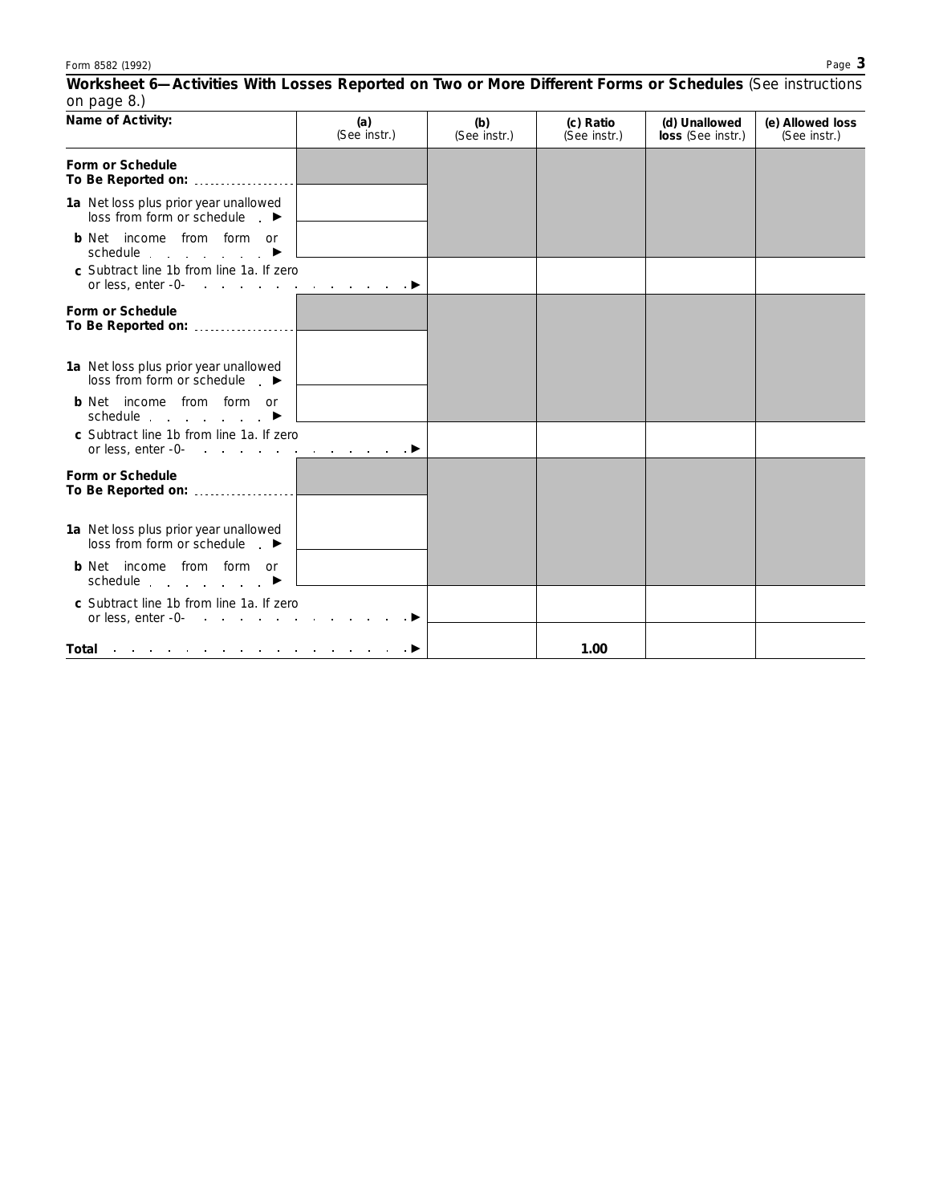## Worksheet 6—Activities With Losses Reported on Two or More Different Forms or Schedules (See instructions on page 8.)

| Name of Activity: | (a) (See instr.) | (b) (See instr.) | (c) Ratio (See instr.) | (d) Unallowed loss (See instr.) | (e) Allowed loss (See instr.) |
|---|---|---|---|---|---|
| **Form or Schedule To Be Reported on:** | | | | | |
| 1a Net loss plus prior year unallowed loss from form or schedule ▶ | | | | | |
| b Net income from form or schedule ▶ | | | | | |
| c Subtract line 1b from line 1a. If zero or less, enter -0- ▶ | | | | | |
| **Form or Schedule To Be Reported on:** | | | | | |
| 1a Net loss plus prior year unallowed loss from form or schedule ▶ | | | | | |
| b Net income from form or schedule ▶ | | | | | |
| c Subtract line 1b from line 1a. If zero or less, enter -0- ▶ | | | | | |
| **Form or Schedule To Be Reported on:** | | | | | |
| 1a Net loss plus prior year unallowed loss from form or schedule ▶ | | | | | |
| b Net income from form or schedule ▶ | | | | | |
| c Subtract line 1b from line 1a. If zero or less, enter -0- ▶ | | | | | |
| **Total** ▶ | | | 1.00 | | |